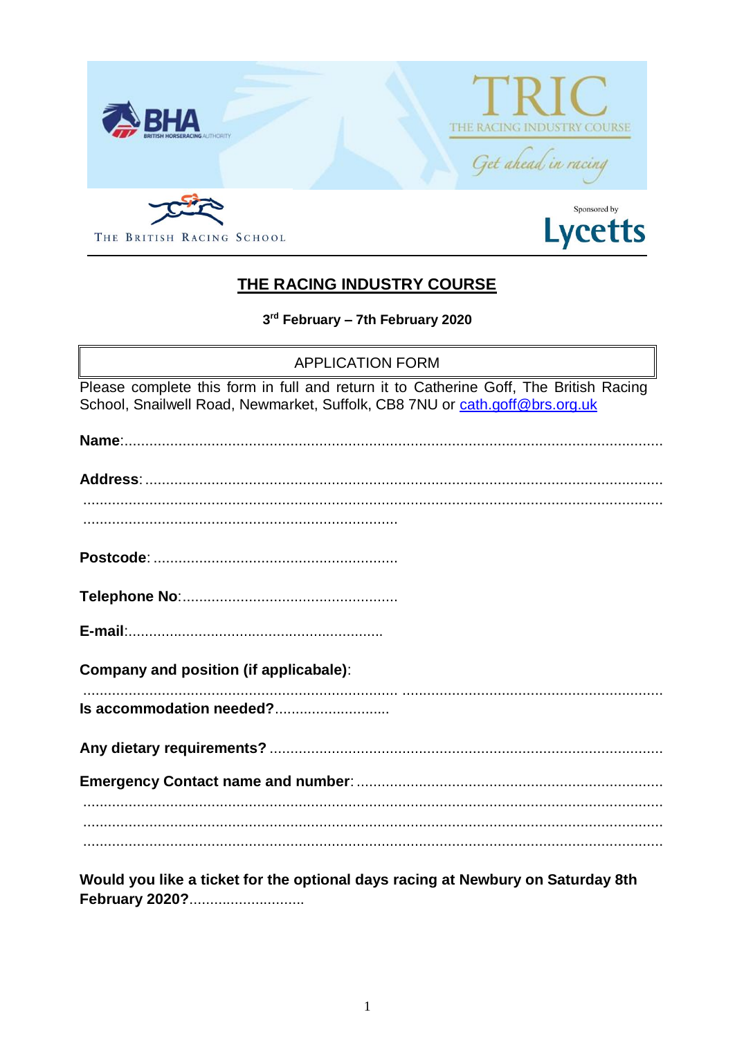BHA BRITISH HORSERACING AUTHORITY

TRIC THE RACING INDUSTRY COURSE

*Get ahead in racing*

THE BRITISH RACING SCHOOL

Sponsored by Lycetts

# THE RACING INDUSTRY COURSE

**3rd February – 7th February 2020**

## APPLICATION FORM

Please complete this form in full and return it to Catherine Goff, The British Racing School, Snailwell Road, Newmarket, Suffolk, CB8 7NU or cath.goff@brs.org.uk

**Name**:..................................................................................................................................

**Address**: ............................................................................................................................

..............................................................................................................................................

...........................................................................

**Postcode**: ..........................................................

**Telephone No**:...................................................

**E-mail**:............................................................

**Company and position (if applicabale)**:

........................................................................ ..............................................................

**Is accommodation needed?**...........................

**Any dietary requirements?** ............................................................................................

**Emergency Contact name and number**: .........................................................................

..............................................................................................................................................

..............................................................................................................................................

..............................................................................................................................................

**Would you like a ticket for the optional days racing at Newbury on Saturday 8th February 2020?**............................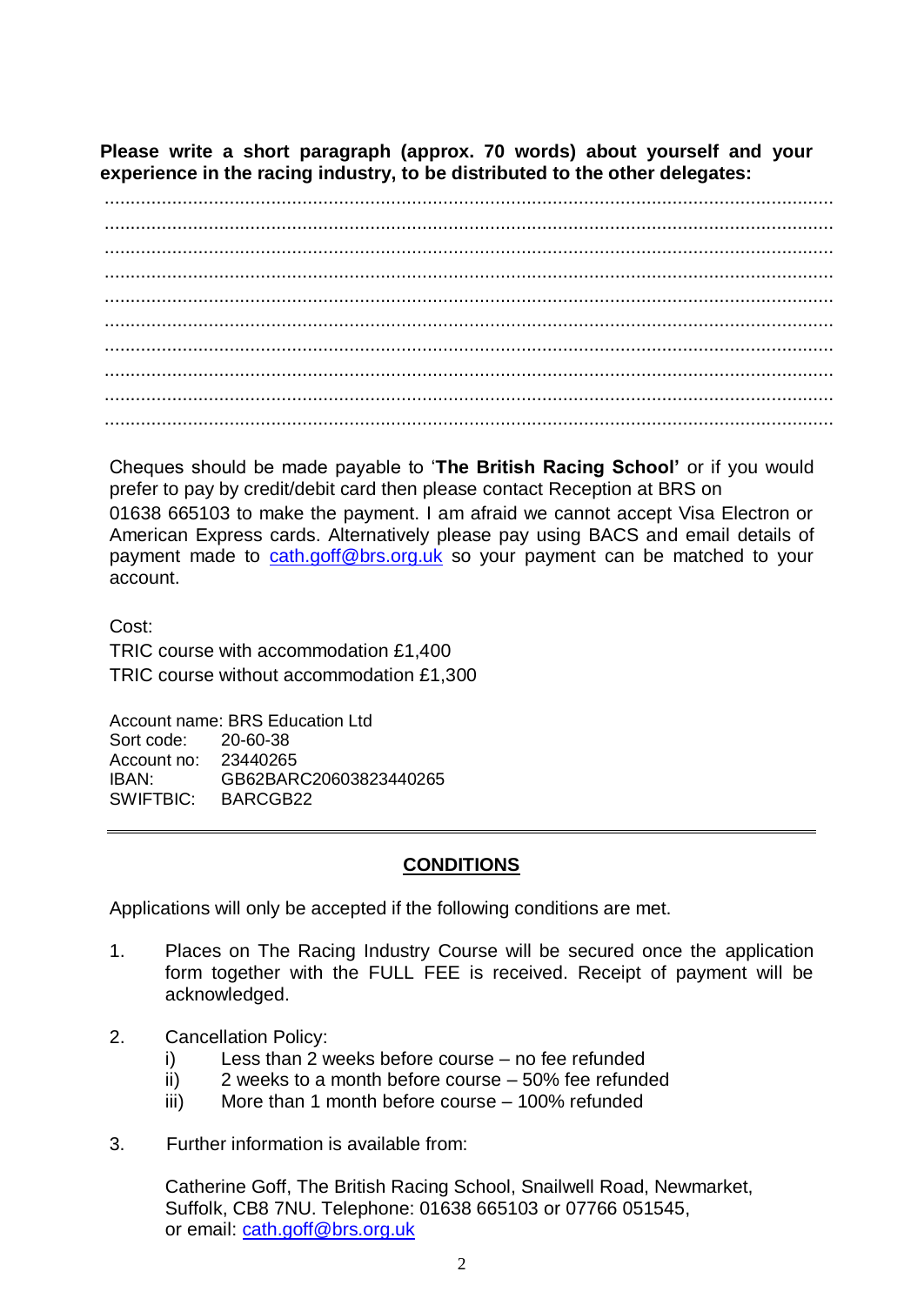**Please write a short paragraph (approx. 70 words) about yourself and your experience in the racing industry, to be distributed to the other delegates:**

..........................................................................................................................................
..........................................................................................................................................
..........................................................................................................................................
..........................................................................................................................................
..........................................................................................................................................
..........................................................................................................................................
..........................................................................................................................................
..........................................................................................................................................
..........................................................................................................................................
..........................................................................................................................................

Cheques should be made payable to '**The British Racing School'** or if you would prefer to pay by credit/debit card then please contact Reception at BRS on 01638 665103 to make the payment. I am afraid we cannot accept Visa Electron or American Express cards. Alternatively please pay using BACS and email details of payment made to cath.goff@brs.org.uk so your payment can be matched to your account.

Cost:
TRIC course with accommodation £1,400
TRIC course without accommodation £1,300

Account name: BRS Education Ltd
Sort code: 20-60-38
Account no: 23440265
IBAN: GB62BARC20603823440265
SWIFTBIC: BARCGB22

---

## CONDITIONS

Applications will only be accepted if the following conditions are met.

1. Places on The Racing Industry Course will be secured once the application form together with the FULL FEE is received. Receipt of payment will be acknowledged.

2. Cancellation Policy:
   i) Less than 2 weeks before course – no fee refunded
   ii) 2 weeks to a month before course – 50% fee refunded
   iii) More than 1 month before course – 100% refunded

3. Further information is available from:

   Catherine Goff, The British Racing School, Snailwell Road, Newmarket, Suffolk, CB8 7NU. Telephone: 01638 665103 or 07766 051545, or email: cath.goff@brs.org.uk